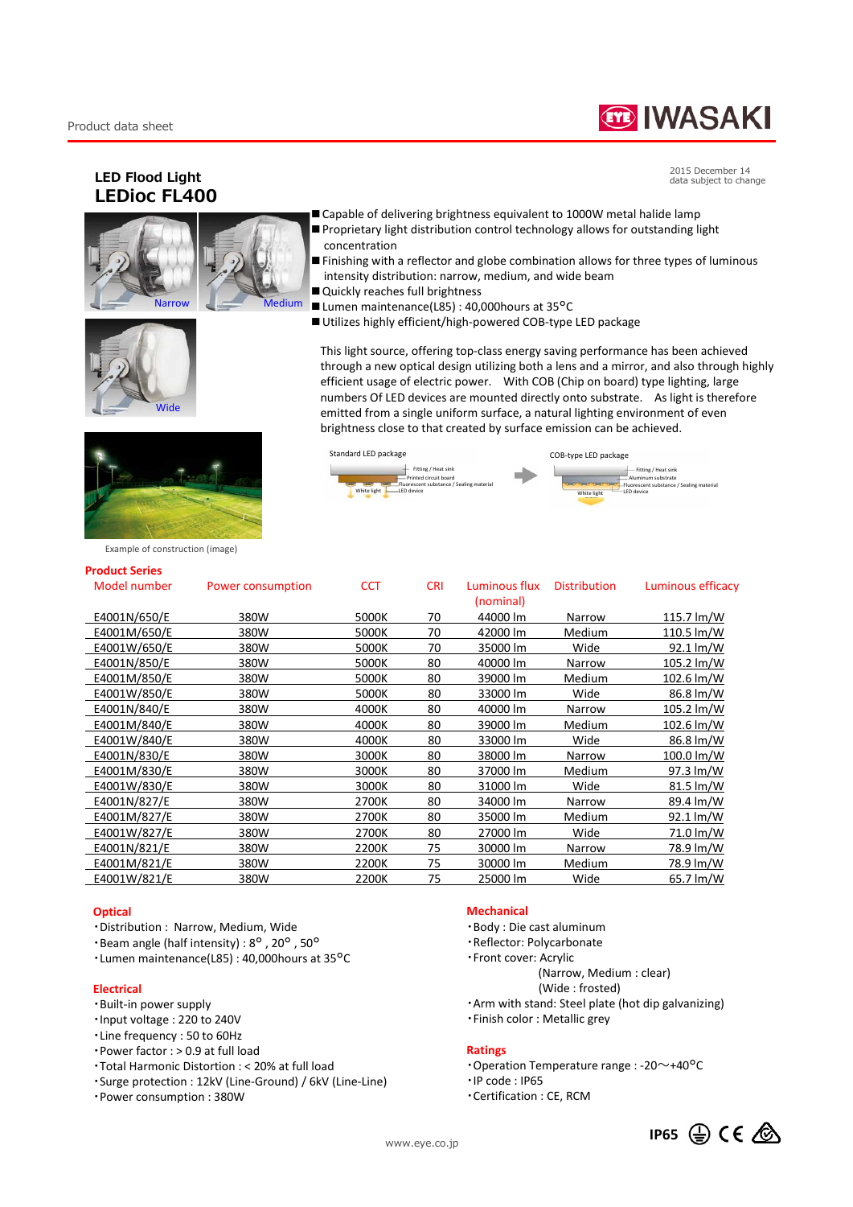Product data sheet

IWASAKI

## LED Flood Light
# LEDioc FL400

2015 December 14
data subject to change

Narrow

Medium

Wide

- Capable of delivering brightness equivalent to 1000W metal halide lamp
- Proprietary light distribution control technology allows for outstanding light concentration
- Finishing with a reflector and globe combination allows for three types of luminous intensity distribution: narrow, medium, and wide beam
- Quickly reaches full brightness
- Lumen maintenance(L85) : 40,000hours at 35°C
- Utilizes highly efficient/high-powered COB-type LED package

This light source, offering top-class energy saving performance has been achieved through a new optical design utilizing both a lens and a mirror, and also through highly efficient usage of electric power. With COB (Chip on board) type lighting, large numbers Of LED devices are mounted directly onto substrate. As light is therefore emitted from a single uniform surface, a natural lighting environment of even brightness close to that created by surface emission can be achieved.

Standard LED package: Fitting / Heat sink, Printed circuit board, Fluorescent substance / Sealing material, LED device, White light

COB-type LED package: Fitting / Heat sink, Aluminum substrate, Fluorescent substance / Sealing material, LED device, White light

Example of construction (image)

### Product Series

| Model number | Power consumption | CCT | CRI | Luminous flux (nominal) | Distribution | Luminous efficacy |
|---|---|---|---|---|---|---|
| E4001N/650/E | 380W | 5000K | 70 | 44000 lm | Narrow | 115.7 lm/W |
| E4001M/650/E | 380W | 5000K | 70 | 42000 lm | Medium | 110.5 lm/W |
| E4001W/650/E | 380W | 5000K | 70 | 35000 lm | Wide | 92.1 lm/W |
| E4001N/850/E | 380W | 5000K | 80 | 40000 lm | Narrow | 105.2 lm/W |
| E4001M/850/E | 380W | 5000K | 80 | 39000 lm | Medium | 102.6 lm/W |
| E4001W/850/E | 380W | 5000K | 80 | 33000 lm | Wide | 86.8 lm/W |
| E4001N/840/E | 380W | 4000K | 80 | 40000 lm | Narrow | 105.2 lm/W |
| E4001M/840/E | 380W | 4000K | 80 | 39000 lm | Medium | 102.6 lm/W |
| E4001W/840/E | 380W | 4000K | 80 | 33000 lm | Wide | 86.8 lm/W |
| E4001N/830/E | 380W | 3000K | 80 | 38000 lm | Narrow | 100.0 lm/W |
| E4001M/830/E | 380W | 3000K | 80 | 37000 lm | Medium | 97.3 lm/W |
| E4001W/830/E | 380W | 3000K | 80 | 31000 lm | Wide | 81.5 lm/W |
| E4001N/827/E | 380W | 2700K | 80 | 34000 lm | Narrow | 89.4 lm/W |
| E4001M/827/E | 380W | 2700K | 80 | 35000 lm | Medium | 92.1 lm/W |
| E4001W/827/E | 380W | 2700K | 80 | 27000 lm | Wide | 71.0 lm/W |
| E4001N/821/E | 380W | 2200K | 75 | 30000 lm | Narrow | 78.9 lm/W |
| E4001M/821/E | 380W | 2200K | 75 | 30000 lm | Medium | 78.9 lm/W |
| E4001W/821/E | 380W | 2200K | 75 | 25000 lm | Wide | 65.7 lm/W |

### Optical

- Distribution : Narrow, Medium, Wide
- Beam angle (half intensity) : 8°, 20°, 50°
- Lumen maintenance(L85) : 40,000hours at 35°C

### Electrical

- Built-in power supply
- Input voltage : 220 to 240V
- Line frequency : 50 to 60Hz
- Power factor : > 0.9 at full load
- Total Harmonic Distortion : < 20% at full load
- Surge protection : 12kV (Line-Ground) / 6kV (Line-Line)
- Power consumption : 380W

### Mechanical

- Body : Die cast aluminum
- Reflector: Polycarbonate
- Front cover: Acrylic
  (Narrow, Medium : clear)
  (Wide : frosted)
- Arm with stand: Steel plate (hot dip galvanizing)
- Finish color : Metallic grey

### Ratings

- Operation Temperature range : -20～+40°C
- IP code : IP65
- Certification : CE, RCM

IP65

www.eye.co.jp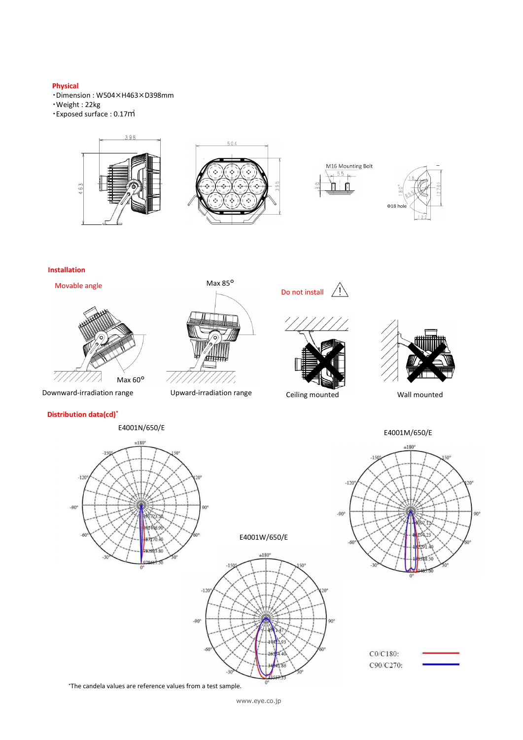## Physical

- Dimension : W504×H463×D398mm
- Weight : 22kg
- Exposed surface : 0.17㎡

398

463

504

395

M16 Mounting Bolt

55

30

Φ18 hole

18

180°

R55

(270)

122

## Installation

Movable angle

Max 60°

Downward-irradiation range

Max 85°

Upward-irradiation range

Do not install

Ceiling mounted

Wall mounted

## Distribution data(cd)*

E4001N/650/E

195723.50

391446.90

587170.40

782893.80

978617.30

E4001M/650/E

40097.12

80194.23

120291.40

160388.50

200485.60

E4001W/650/E

8671.47

17342.93

26014.40

34685.86

43357.33

C0/C180:

C90/C270:

*The candela values are reference values from a test sample.

www.eye.co.jp